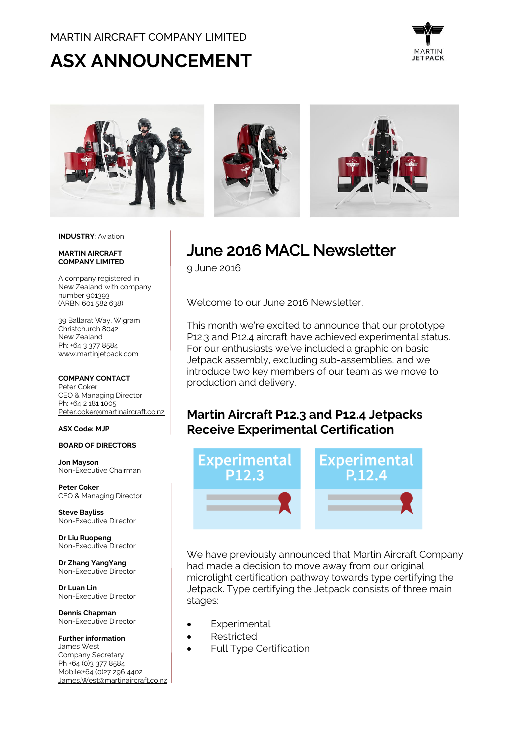MARTIN AIRCRAFT COMPANY LIMITED

# ASX ANNOUNCEMENT

**INDUSTRY**: Aviation

**MARTIN AIRCRAFT COMPANY LIMITED**

A company registered in New Zealand with company number 901393 (ARBN 601 582 638)

39 Ballarat Way, Wigram
Christchurch 8042
New Zealand
Ph: +64 3 377 8584
www.martinjetpack.com

**COMPANY CONTACT**
Peter Coker
CEO & Managing Director
Ph: +64 2 181 1005
Peter.coker@martinaircraft.co.nz

**ASX Code: MJP**

**BOARD OF DIRECTORS**

**Jon Mayson**
Non-Executive Chairman

**Peter Coker**
CEO & Managing Director

**Steve Bayliss**
Non-Executive Director

**Dr Liu Ruopeng**
Non-Executive Director

**Dr Zhang YangYang**
Non-Executive Director

**Dr Luan Lin**
Non-Executive Director

**Dennis Chapman**
Non-Executive Director

**Further information**
James West
Company Secretary
Ph +64 (0)3 377 8584
Mobile:+64 (0)27 296 4402
James.West@martinaircraft.co.nz

# June 2016 MACL Newsletter

9 June 2016

Welcome to our June 2016 Newsletter.

This month we're excited to announce that our prototype P12.3 and P12.4 aircraft have achieved experimental status. For our enthusiasts we've included a graphic on basic Jetpack assembly, excluding sub-assemblies, and we introduce two key members of our team as we move to production and delivery.

## Martin Aircraft P12.3 and P12.4 Jetpacks Receive Experimental Certification

Experimental P12.3

Experimental P.12.4

We have previously announced that Martin Aircraft Company had made a decision to move away from our original microlight certification pathway towards type certifying the Jetpack. Type certifying the Jetpack consists of three main stages:

- Experimental
- Restricted
- Full Type Certification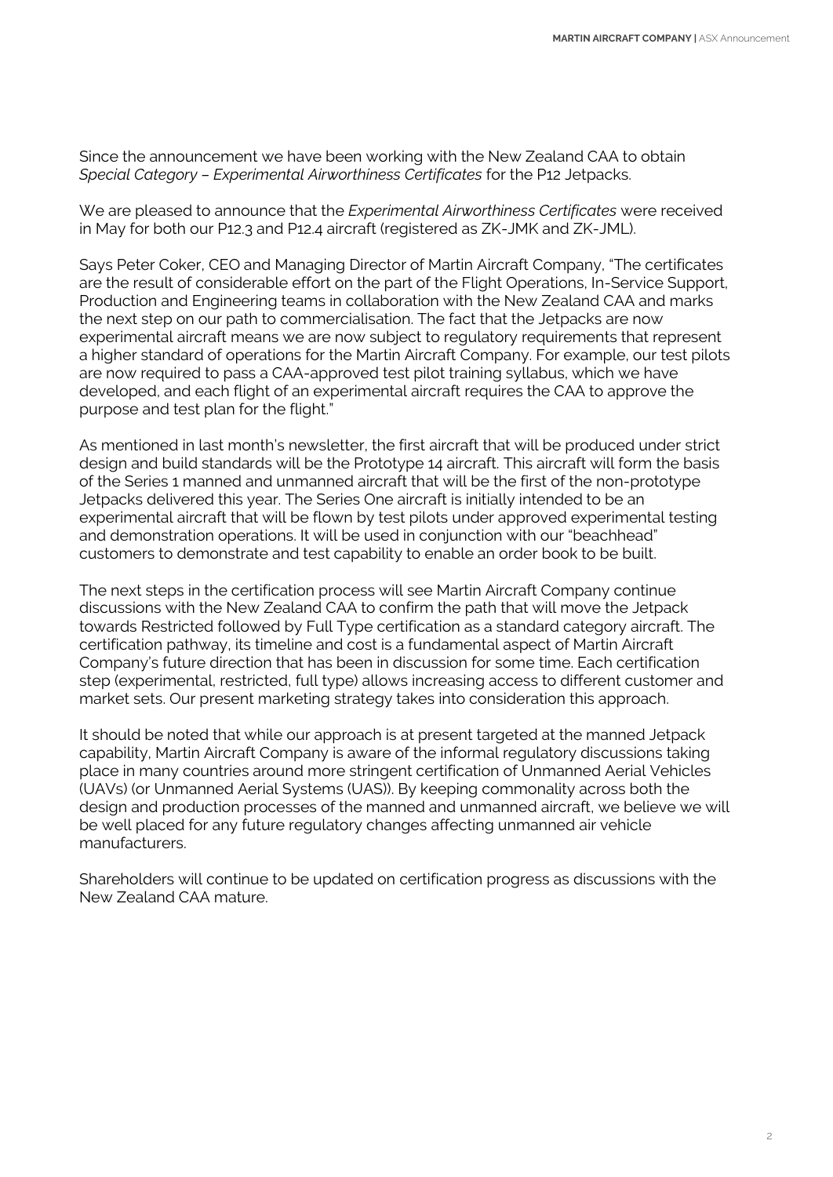Since the announcement we have been working with the New Zealand CAA to obtain *Special Category – Experimental Airworthiness Certificates* for the P12 Jetpacks.

We are pleased to announce that the *Experimental Airworthiness Certificates* were received in May for both our P12.3 and P12.4 aircraft (registered as ZK-JMK and ZK-JML).

Says Peter Coker, CEO and Managing Director of Martin Aircraft Company, "The certificates are the result of considerable effort on the part of the Flight Operations, In-Service Support, Production and Engineering teams in collaboration with the New Zealand CAA and marks the next step on our path to commercialisation. The fact that the Jetpacks are now experimental aircraft means we are now subject to regulatory requirements that represent a higher standard of operations for the Martin Aircraft Company. For example, our test pilots are now required to pass a CAA-approved test pilot training syllabus, which we have developed, and each flight of an experimental aircraft requires the CAA to approve the purpose and test plan for the flight."

As mentioned in last month's newsletter, the first aircraft that will be produced under strict design and build standards will be the Prototype 14 aircraft. This aircraft will form the basis of the Series 1 manned and unmanned aircraft that will be the first of the non-prototype Jetpacks delivered this year. The Series One aircraft is initially intended to be an experimental aircraft that will be flown by test pilots under approved experimental testing and demonstration operations. It will be used in conjunction with our "beachhead" customers to demonstrate and test capability to enable an order book to be built.

The next steps in the certification process will see Martin Aircraft Company continue discussions with the New Zealand CAA to confirm the path that will move the Jetpack towards Restricted followed by Full Type certification as a standard category aircraft. The certification pathway, its timeline and cost is a fundamental aspect of Martin Aircraft Company's future direction that has been in discussion for some time. Each certification step (experimental, restricted, full type) allows increasing access to different customer and market sets. Our present marketing strategy takes into consideration this approach.

It should be noted that while our approach is at present targeted at the manned Jetpack capability, Martin Aircraft Company is aware of the informal regulatory discussions taking place in many countries around more stringent certification of Unmanned Aerial Vehicles (UAVs) (or Unmanned Aerial Systems (UAS)). By keeping commonality across both the design and production processes of the manned and unmanned aircraft, we believe we will be well placed for any future regulatory changes affecting unmanned air vehicle manufacturers.

Shareholders will continue to be updated on certification progress as discussions with the New Zealand CAA mature.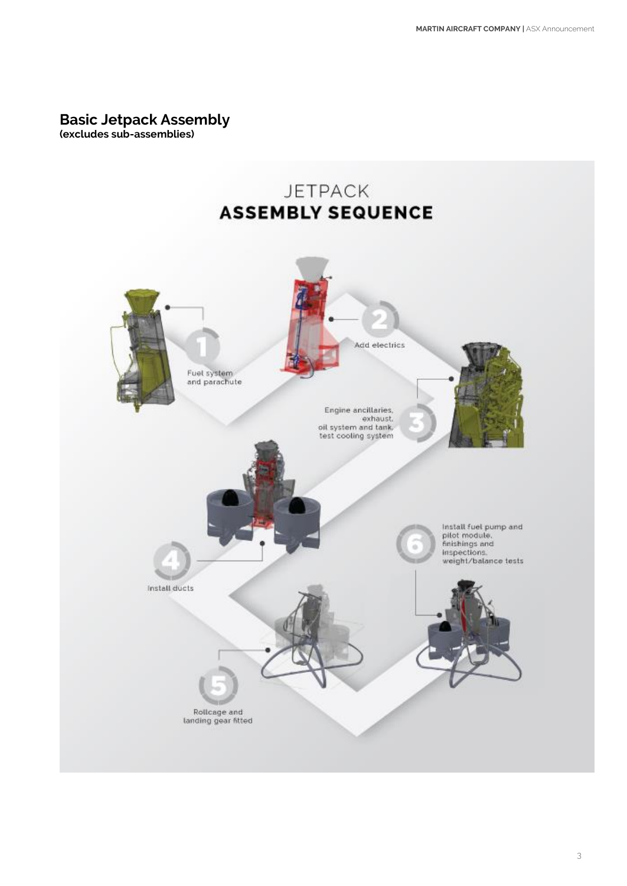## Basic Jetpack Assembly
**(excludes sub-assemblies)**

JETPACK
**ASSEMBLY SEQUENCE**

1. Fuel system and parachute
2. Add electrics
3. Engine ancillaries, exhaust, oil system and tank, test cooling system
4. Install ducts
5. Rollcage and landing gear fitted
6. Install fuel pump and pilot module, finishings and inspections, weight/balance tests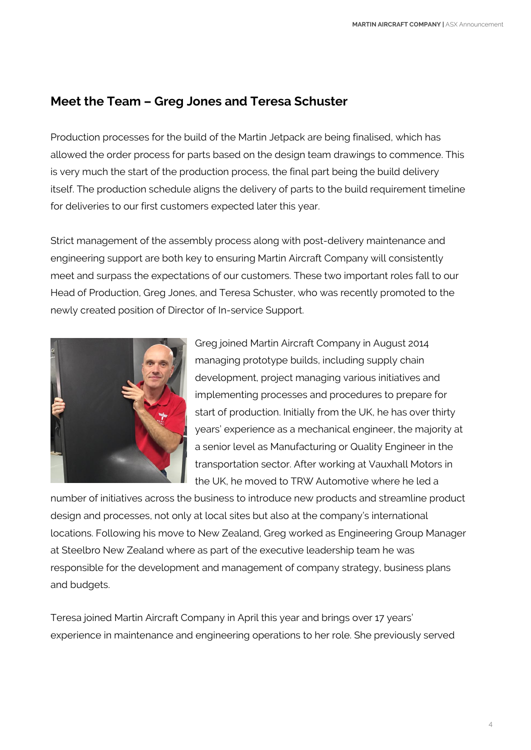## Meet the Team – Greg Jones and Teresa Schuster

Production processes for the build of the Martin Jetpack are being finalised, which has allowed the order process for parts based on the design team drawings to commence. This is very much the start of the production process, the final part being the build delivery itself. The production schedule aligns the delivery of parts to the build requirement timeline for deliveries to our first customers expected later this year.

Strict management of the assembly process along with post-delivery maintenance and engineering support are both key to ensuring Martin Aircraft Company will consistently meet and surpass the expectations of our customers. These two important roles fall to our Head of Production, Greg Jones, and Teresa Schuster, who was recently promoted to the newly created position of Director of In-service Support.

Greg joined Martin Aircraft Company in August 2014 managing prototype builds, including supply chain development, project managing various initiatives and implementing processes and procedures to prepare for start of production. Initially from the UK, he has over thirty years' experience as a mechanical engineer, the majority at a senior level as Manufacturing or Quality Engineer in the transportation sector. After working at Vauxhall Motors in the UK, he moved to TRW Automotive where he led a number of initiatives across the business to introduce new products and streamline product design and processes, not only at local sites but also at the company's international locations. Following his move to New Zealand, Greg worked as Engineering Group Manager at Steelbro New Zealand where as part of the executive leadership team he was responsible for the development and management of company strategy, business plans and budgets.

Teresa joined Martin Aircraft Company in April this year and brings over 17 years' experience in maintenance and engineering operations to her role. She previously served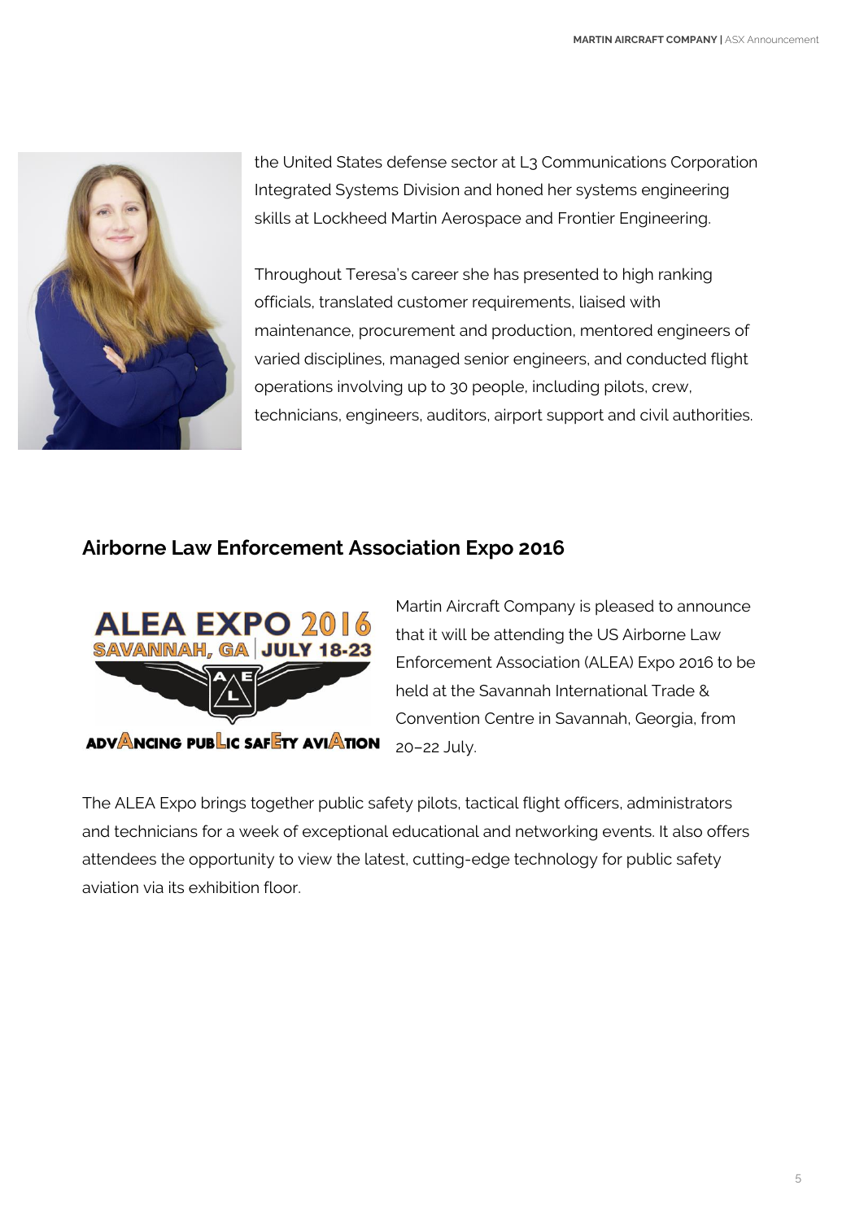the United States defense sector at L3 Communications Corporation Integrated Systems Division and honed her systems engineering skills at Lockheed Martin Aerospace and Frontier Engineering.

Throughout Teresa's career she has presented to high ranking officials, translated customer requirements, liaised with maintenance, procurement and production, mentored engineers of varied disciplines, managed senior engineers, and conducted flight operations involving up to 30 people, including pilots, crew, technicians, engineers, auditors, airport support and civil authorities.

## Airborne Law Enforcement Association Expo 2016

Martin Aircraft Company is pleased to announce that it will be attending the US Airborne Law Enforcement Association (ALEA) Expo 2016 to be held at the Savannah International Trade & Convention Centre in Savannah, Georgia, from 20–22 July.

The ALEA Expo brings together public safety pilots, tactical flight officers, administrators and technicians for a week of exceptional educational and networking events. It also offers attendees the opportunity to view the latest, cutting-edge technology for public safety aviation via its exhibition floor.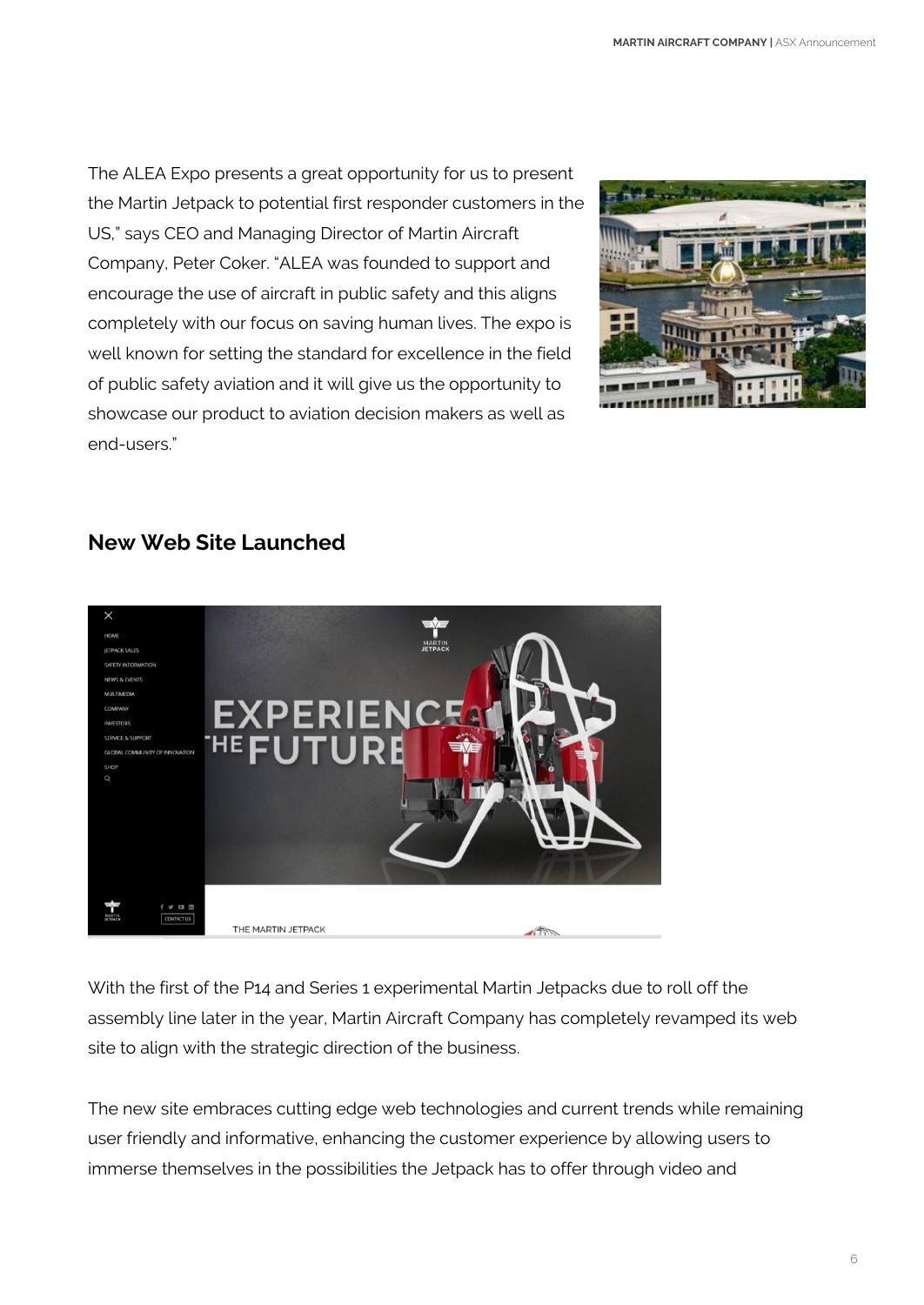The ALEA Expo presents a great opportunity for us to present the Martin Jetpack to potential first responder customers in the US," says CEO and Managing Director of Martin Aircraft Company, Peter Coker. "ALEA was founded to support and encourage the use of aircraft in public safety and this aligns completely with our focus on saving human lives. The expo is well known for setting the standard for excellence in the field of public safety aviation and it will give us the opportunity to showcase our product to aviation decision makers as well as end-users."

## New Web Site Launched

With the first of the P14 and Series 1 experimental Martin Jetpacks due to roll off the assembly line later in the year, Martin Aircraft Company has completely revamped its web site to align with the strategic direction of the business.

The new site embraces cutting edge web technologies and current trends while remaining user friendly and informative, enhancing the customer experience by allowing users to immerse themselves in the possibilities the Jetpack has to offer through video and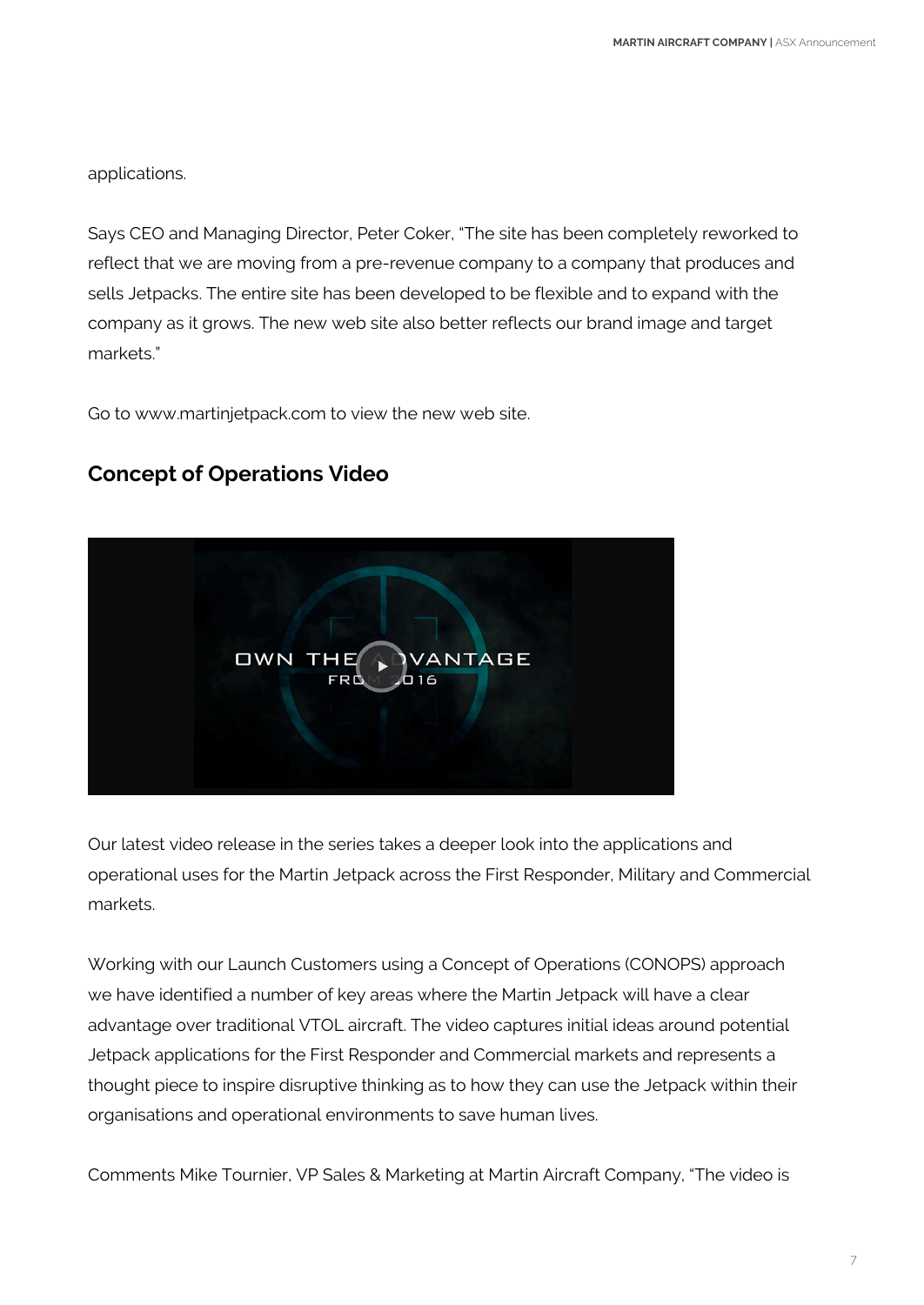applications.

Says CEO and Managing Director, Peter Coker, "The site has been completely reworked to reflect that we are moving from a pre-revenue company to a company that produces and sells Jetpacks. The entire site has been developed to be flexible and to expand with the company as it grows. The new web site also better reflects our brand image and target markets."

Go to www.martinjetpack.com to view the new web site.

## Concept of Operations Video

Our latest video release in the series takes a deeper look into the applications and operational uses for the Martin Jetpack across the First Responder, Military and Commercial markets.

Working with our Launch Customers using a Concept of Operations (CONOPS) approach we have identified a number of key areas where the Martin Jetpack will have a clear advantage over traditional VTOL aircraft. The video captures initial ideas around potential Jetpack applications for the First Responder and Commercial markets and represents a thought piece to inspire disruptive thinking as to how they can use the Jetpack within their organisations and operational environments to save human lives.

Comments Mike Tournier, VP Sales & Marketing at Martin Aircraft Company, "The video is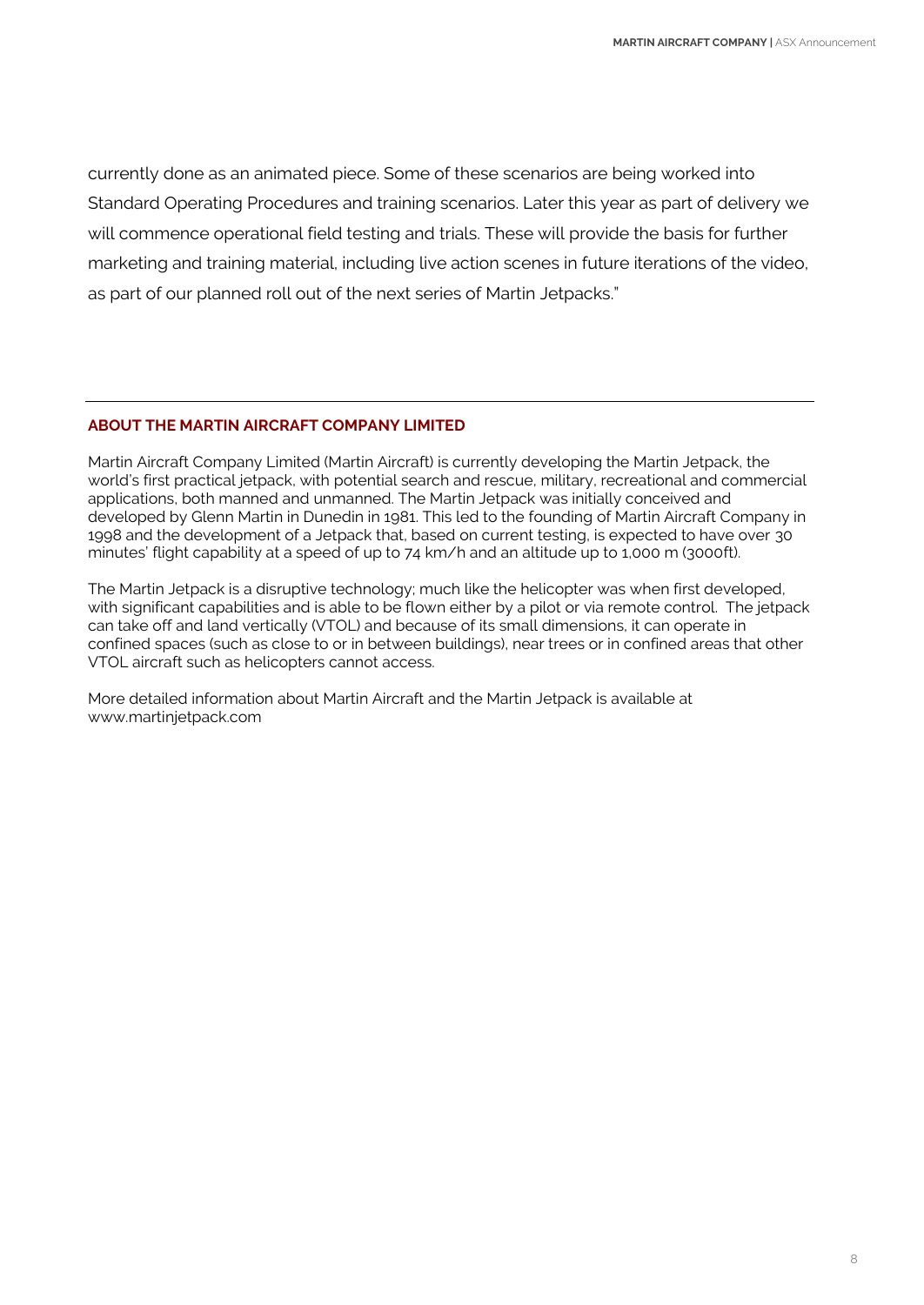currently done as an animated piece. Some of these scenarios are being worked into Standard Operating Procedures and training scenarios. Later this year as part of delivery we will commence operational field testing and trials. These will provide the basis for further marketing and training material, including live action scenes in future iterations of the video, as part of our planned roll out of the next series of Martin Jetpacks."

---

## ABOUT THE MARTIN AIRCRAFT COMPANY LIMITED

Martin Aircraft Company Limited (Martin Aircraft) is currently developing the Martin Jetpack, the world's first practical jetpack, with potential search and rescue, military, recreational and commercial applications, both manned and unmanned. The Martin Jetpack was initially conceived and developed by Glenn Martin in Dunedin in 1981. This led to the founding of Martin Aircraft Company in 1998 and the development of a Jetpack that, based on current testing, is expected to have over 30 minutes' flight capability at a speed of up to 74 km/h and an altitude up to 1,000 m (3000ft).

The Martin Jetpack is a disruptive technology; much like the helicopter was when first developed, with significant capabilities and is able to be flown either by a pilot or via remote control. The jetpack can take off and land vertically (VTOL) and because of its small dimensions, it can operate in confined spaces (such as close to or in between buildings), near trees or in confined areas that other VTOL aircraft such as helicopters cannot access.

More detailed information about Martin Aircraft and the Martin Jetpack is available at www.martinjetpack.com